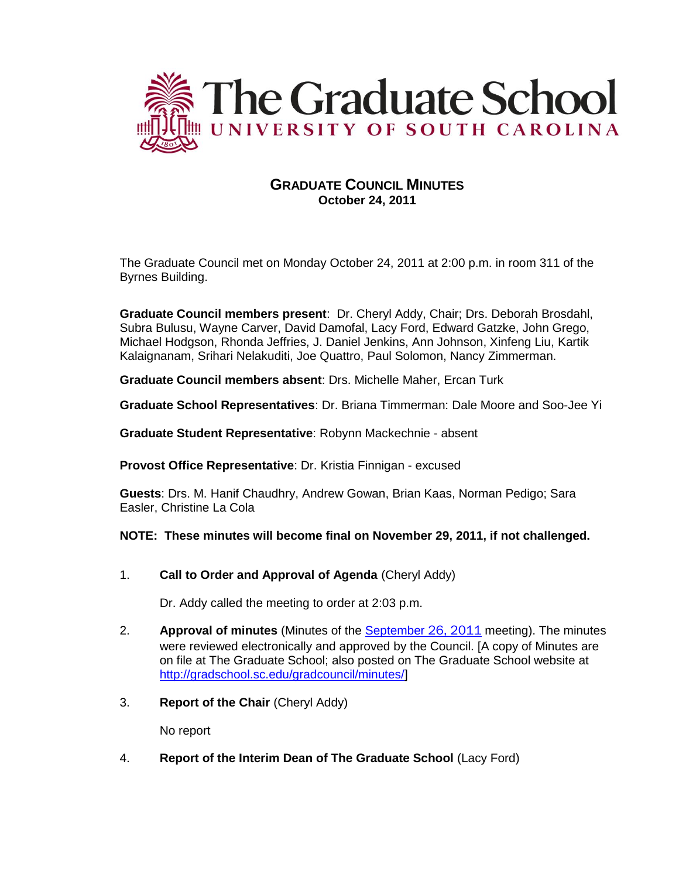# The Graduate School

UNIVERSITY OF SOUTH CAROLINA

## GRADUATE COUNCIL MINUTES
**October 24, 2011**

The Graduate Council met on Monday October 24, 2011 at 2:00 p.m. in room 311 of the Byrnes Building.

**Graduate Council members present**: Dr. Cheryl Addy, Chair; Drs. Deborah Brosdahl, Subra Bulusu, Wayne Carver, David Damofal, Lacy Ford, Edward Gatzke, John Grego, Michael Hodgson, Rhonda Jeffries, J. Daniel Jenkins, Ann Johnson, Xinfeng Liu, Kartik Kalaignanam, Srihari Nelakuditi, Joe Quattro, Paul Solomon, Nancy Zimmerman.

**Graduate Council members absent**: Drs. Michelle Maher, Ercan Turk

**Graduate School Representatives**: Dr. Briana Timmerman: Dale Moore and Soo-Jee Yi

**Graduate Student Representative**: Robynn Mackechnie - absent

**Provost Office Representative**: Dr. Kristia Finnigan - excused

**Guests**: Drs. M. Hanif Chaudhry, Andrew Gowan, Brian Kaas, Norman Pedigo; Sara Easler, Christine La Cola

**NOTE: These minutes will become final on November 29, 2011, if not challenged.**

1. **Call to Order and Approval of Agenda** (Cheryl Addy)

   Dr. Addy called the meeting to order at 2:03 p.m.

2. **Approval of minutes** (Minutes of the September 26, 2011 meeting). The minutes were reviewed electronically and approved by the Council. [A copy of Minutes are on file at The Graduate School; also posted on The Graduate School website at http://gradschool.sc.edu/gradcouncil/minutes/]

3. **Report of the Chair** (Cheryl Addy)

   No report

4. **Report of the Interim Dean of The Graduate School** (Lacy Ford)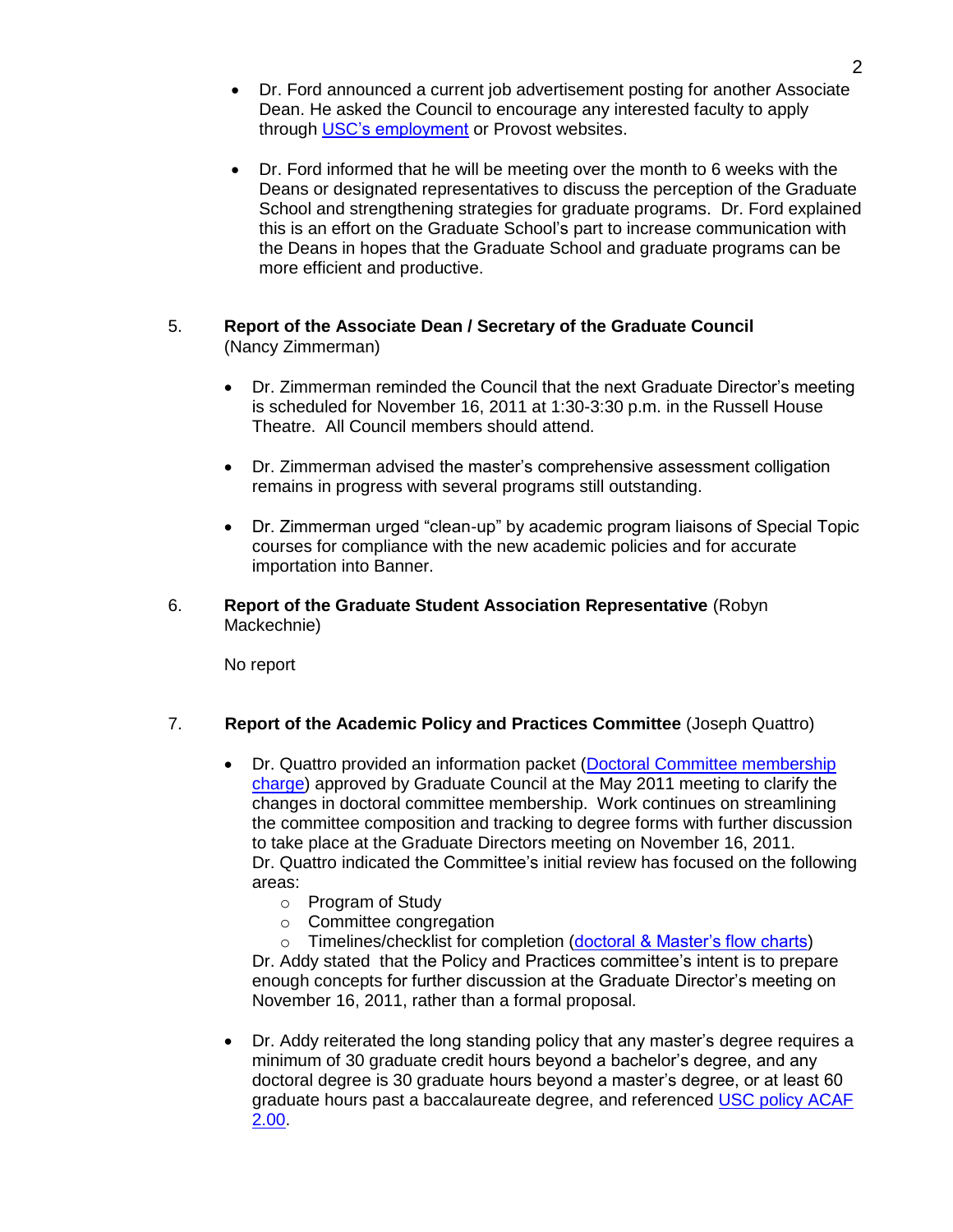- Dr. Ford announced a current job advertisement posting for another Associate Dean. He asked the Council to encourage any interested faculty to apply through USC's employment or Provost websites.

- Dr. Ford informed that he will be meeting over the month to 6 weeks with the Deans or designated representatives to discuss the perception of the Graduate School and strengthening strategies for graduate programs. Dr. Ford explained this is an effort on the Graduate School's part to increase communication with the Deans in hopes that the Graduate School and graduate programs can be more efficient and productive.

5. **Report of the Associate Dean / Secretary of the Graduate Council** (Nancy Zimmerman)

   - Dr. Zimmerman reminded the Council that the next Graduate Director's meeting is scheduled for November 16, 2011 at 1:30-3:30 p.m. in the Russell House Theatre. All Council members should attend.

   - Dr. Zimmerman advised the master's comprehensive assessment colligation remains in progress with several programs still outstanding.

   - Dr. Zimmerman urged "clean-up" by academic program liaisons of Special Topic courses for compliance with the new academic policies and for accurate importation into Banner.

6. **Report of the Graduate Student Association Representative** (Robyn Mackechnie)

   No report

7. **Report of the Academic Policy and Practices Committee** (Joseph Quattro)

   - Dr. Quattro provided an information packet (Doctoral Committee membership charge) approved by Graduate Council at the May 2011 meeting to clarify the changes in doctoral committee membership. Work continues on streamlining the committee composition and tracking to degree forms with further discussion to take place at the Graduate Directors meeting on November 16, 2011. Dr. Quattro indicated the Committee's initial review has focused on the following areas:
     - Program of Study
     - Committee congregation
     - Timelines/checklist for completion (doctoral & Master's flow charts)

     Dr. Addy stated that the Policy and Practices committee's intent is to prepare enough concepts for further discussion at the Graduate Director's meeting on November 16, 2011, rather than a formal proposal.

   - Dr. Addy reiterated the long standing policy that any master's degree requires a minimum of 30 graduate credit hours beyond a bachelor's degree, and any doctoral degree is 30 graduate hours beyond a master's degree, or at least 60 graduate hours past a baccalaureate degree, and referenced USC policy ACAF 2.00.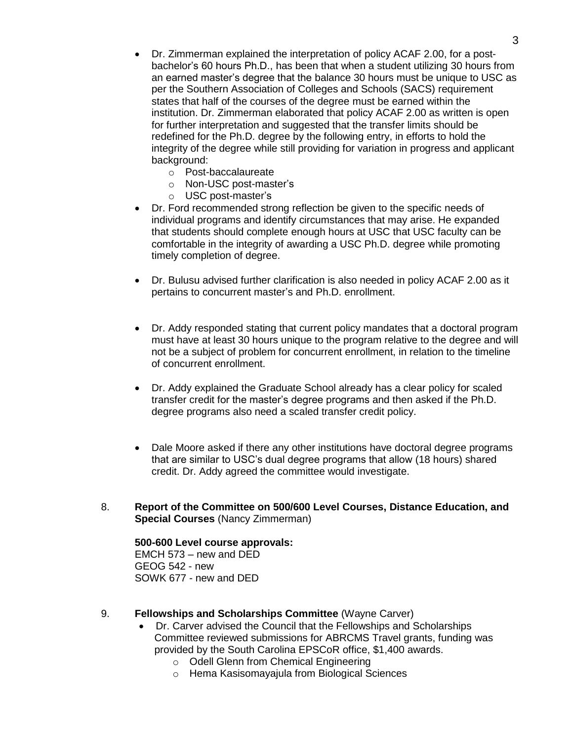- Dr. Zimmerman explained the interpretation of policy ACAF 2.00, for a post-bachelor's 60 hours Ph.D., has been that when a student utilizing 30 hours from an earned master's degree that the balance 30 hours must be unique to USC as per the Southern Association of Colleges and Schools (SACS) requirement states that half of the courses of the degree must be earned within the institution. Dr. Zimmerman elaborated that policy ACAF 2.00 as written is open for further interpretation and suggested that the transfer limits should be redefined for the Ph.D. degree by the following entry, in efforts to hold the integrity of the degree while still providing for variation in progress and applicant background:
    - Post-baccalaureate
    - Non-USC post-master's
    - USC post-master's
- Dr. Ford recommended strong reflection be given to the specific needs of individual programs and identify circumstances that may arise. He expanded that students should complete enough hours at USC that USC faculty can be comfortable in the integrity of awarding a USC Ph.D. degree while promoting timely completion of degree.

- Dr. Bulusu advised further clarification is also needed in policy ACAF 2.00 as it pertains to concurrent master's and Ph.D. enrollment.

- Dr. Addy responded stating that current policy mandates that a doctoral program must have at least 30 hours unique to the program relative to the degree and will not be a subject of problem for concurrent enrollment, in relation to the timeline of concurrent enrollment.

- Dr. Addy explained the Graduate School already has a clear policy for scaled transfer credit for the master's degree programs and then asked if the Ph.D. degree programs also need a scaled transfer credit policy.

- Dale Moore asked if there any other institutions have doctoral degree programs that are similar to USC's dual degree programs that allow (18 hours) shared credit. Dr. Addy agreed the committee would investigate.

8. **Report of the Committee on 500/600 Level Courses, Distance Education, and Special Courses** (Nancy Zimmerman)

   **500-600 Level course approvals:**
   EMCH 573 – new and DED
   GEOG 542 - new
   SOWK 677 - new and DED

9. **Fellowships and Scholarships Committee** (Wayne Carver)
   - Dr. Carver advised the Council that the Fellowships and Scholarships Committee reviewed submissions for ABRCMS Travel grants, funding was provided by the South Carolina EPSCoR office, $1,400 awards.
       - Odell Glenn from Chemical Engineering
       - Hema Kasisomayajula from Biological Sciences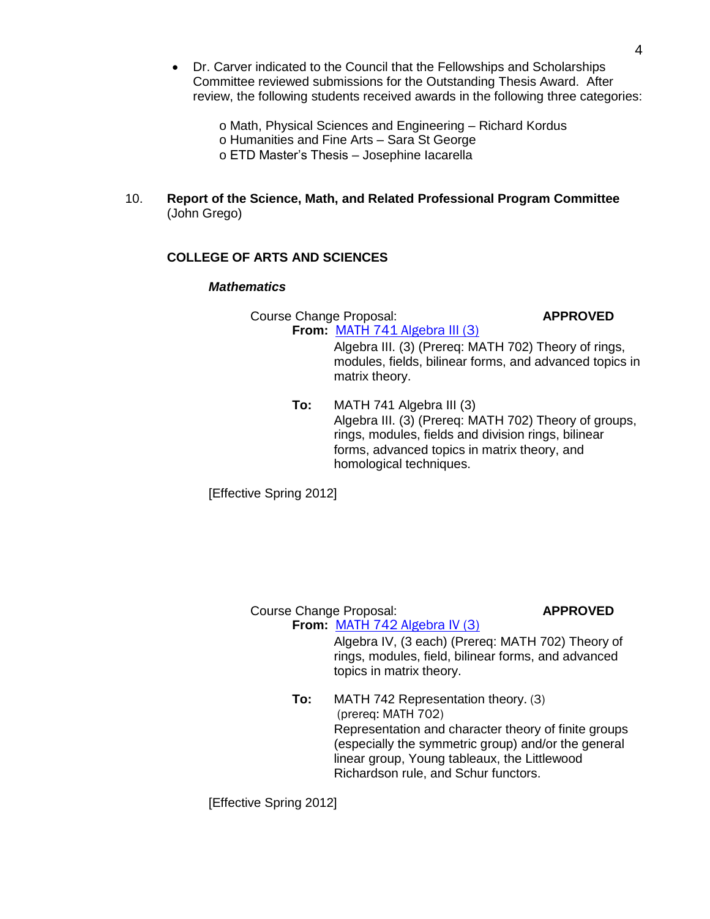- Dr. Carver indicated to the Council that the Fellowships and Scholarships Committee reviewed submissions for the Outstanding Thesis Award. After review, the following students received awards in the following three categories:

  - o Math, Physical Sciences and Engineering – Richard Kordus
  - o Humanities and Fine Arts – Sara St George
  - o ETD Master's Thesis – Josephine Iacarella

10. **Report of the Science, Math, and Related Professional Program Committee** (John Grego)

**COLLEGE OF ARTS AND SCIENCES**

***Mathematics***

Course Change Proposal: **APPROVED**

**From:** MATH 741 Algebra III (3)

Algebra III. (3) (Prereq: MATH 702) Theory of rings, modules, fields, bilinear forms, and advanced topics in matrix theory.

**To:** MATH 741 Algebra III (3)

Algebra III. (3) (Prereq: MATH 702) Theory of groups, rings, modules, fields and division rings, bilinear forms, advanced topics in matrix theory, and homological techniques.

[Effective Spring 2012]

Course Change Proposal: **APPROVED**

**From:** MATH 742 Algebra IV (3)

Algebra IV, (3 each) (Prereq: MATH 702) Theory of rings, modules, field, bilinear forms, and advanced topics in matrix theory.

**To:** MATH 742 Representation theory. (3)

(prereq: MATH 702)

Representation and character theory of finite groups (especially the symmetric group) and/or the general linear group, Young tableaux, the Littlewood Richardson rule, and Schur functors.

[Effective Spring 2012]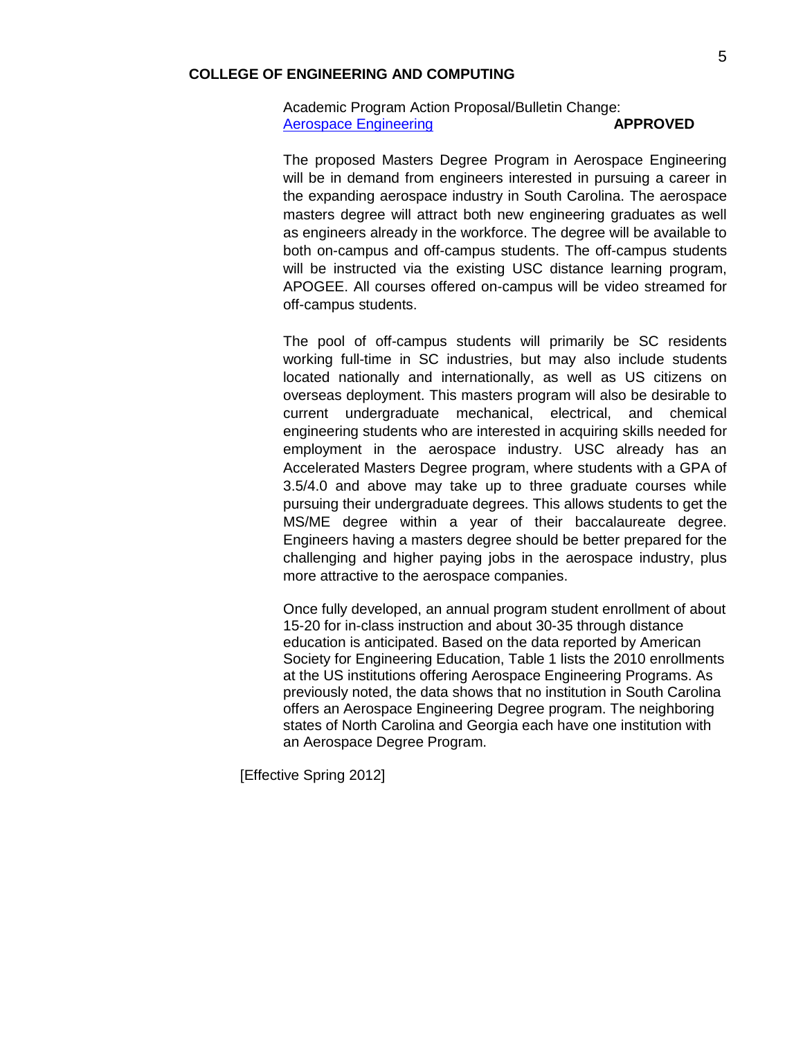## COLLEGE OF ENGINEERING AND COMPUTING

Academic Program Action Proposal/Bulletin Change:
Aerospace Engineering **APPROVED**

The proposed Masters Degree Program in Aerospace Engineering will be in demand from engineers interested in pursuing a career in the expanding aerospace industry in South Carolina. The aerospace masters degree will attract both new engineering graduates as well as engineers already in the workforce. The degree will be available to both on-campus and off-campus students. The off-campus students will be instructed via the existing USC distance learning program, APOGEE. All courses offered on-campus will be video streamed for off-campus students.

The pool of off-campus students will primarily be SC residents working full-time in SC industries, but may also include students located nationally and internationally, as well as US citizens on overseas deployment. This masters program will also be desirable to current undergraduate mechanical, electrical, and chemical engineering students who are interested in acquiring skills needed for employment in the aerospace industry. USC already has an Accelerated Masters Degree program, where students with a GPA of 3.5/4.0 and above may take up to three graduate courses while pursuing their undergraduate degrees. This allows students to get the MS/ME degree within a year of their baccalaureate degree. Engineers having a masters degree should be better prepared for the challenging and higher paying jobs in the aerospace industry, plus more attractive to the aerospace companies.

Once fully developed, an annual program student enrollment of about 15-20 for in-class instruction and about 30-35 through distance education is anticipated. Based on the data reported by American Society for Engineering Education, Table 1 lists the 2010 enrollments at the US institutions offering Aerospace Engineering Programs. As previously noted, the data shows that no institution in South Carolina offers an Aerospace Engineering Degree program. The neighboring states of North Carolina and Georgia each have one institution with an Aerospace Degree Program.

[Effective Spring 2012]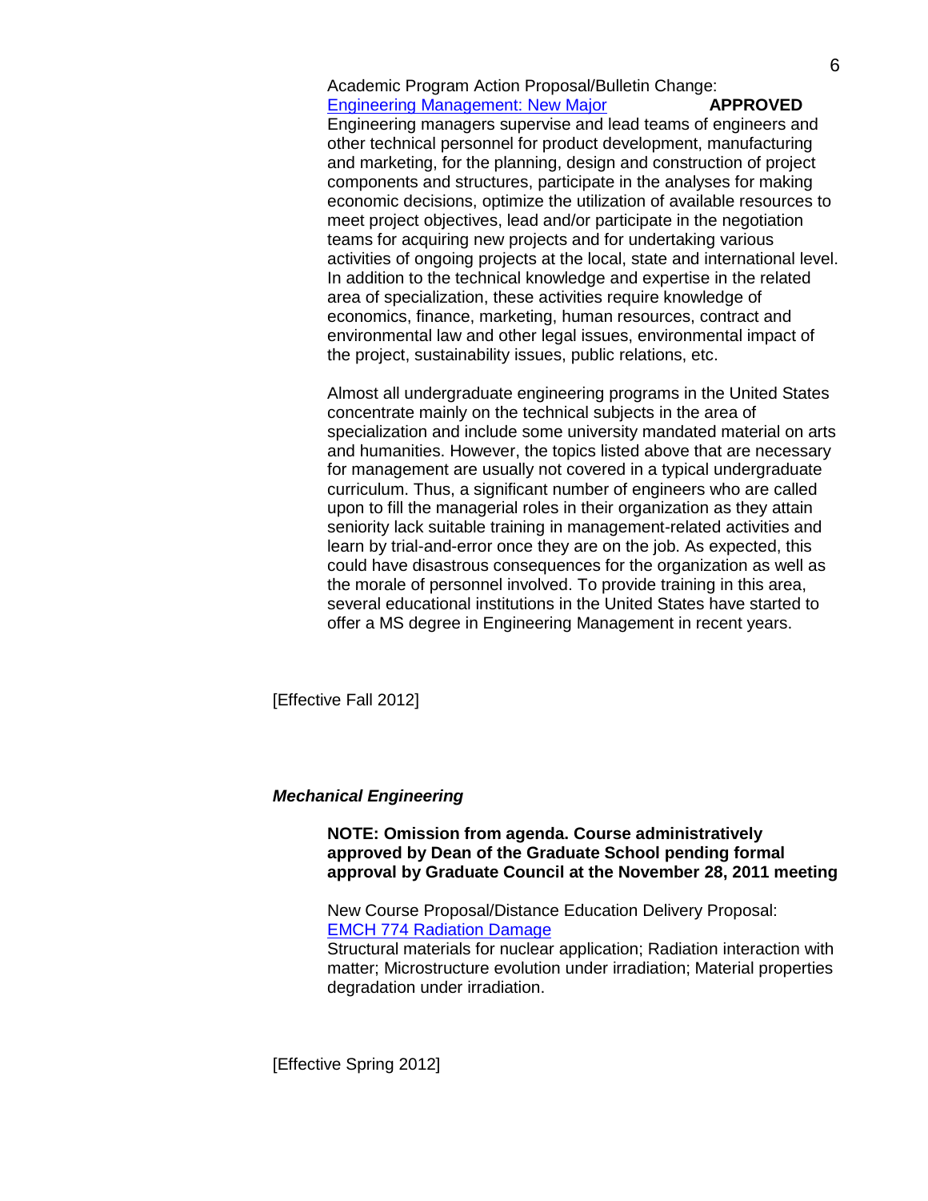Academic Program Action Proposal/Bulletin Change:
Engineering Management: New Major **APPROVED**

Engineering managers supervise and lead teams of engineers and other technical personnel for product development, manufacturing and marketing, for the planning, design and construction of project components and structures, participate in the analyses for making economic decisions, optimize the utilization of available resources to meet project objectives, lead and/or participate in the negotiation teams for acquiring new projects and for undertaking various activities of ongoing projects at the local, state and international level. In addition to the technical knowledge and expertise in the related area of specialization, these activities require knowledge of economics, finance, marketing, human resources, contract and environmental law and other legal issues, environmental impact of the project, sustainability issues, public relations, etc.

Almost all undergraduate engineering programs in the United States concentrate mainly on the technical subjects in the area of specialization and include some university mandated material on arts and humanities. However, the topics listed above that are necessary for management are usually not covered in a typical undergraduate curriculum. Thus, a significant number of engineers who are called upon to fill the managerial roles in their organization as they attain seniority lack suitable training in management-related activities and learn by trial-and-error once they are on the job. As expected, this could have disastrous consequences for the organization as well as the morale of personnel involved. To provide training in this area, several educational institutions in the United States have started to offer a MS degree in Engineering Management in recent years.

[Effective Fall 2012]

***Mechanical Engineering***

**NOTE: Omission from agenda. Course administratively approved by Dean of the Graduate School pending formal approval by Graduate Council at the November 28, 2011 meeting**

New Course Proposal/Distance Education Delivery Proposal:
EMCH 774 Radiation Damage

Structural materials for nuclear application; Radiation interaction with matter; Microstructure evolution under irradiation; Material properties degradation under irradiation.

[Effective Spring 2012]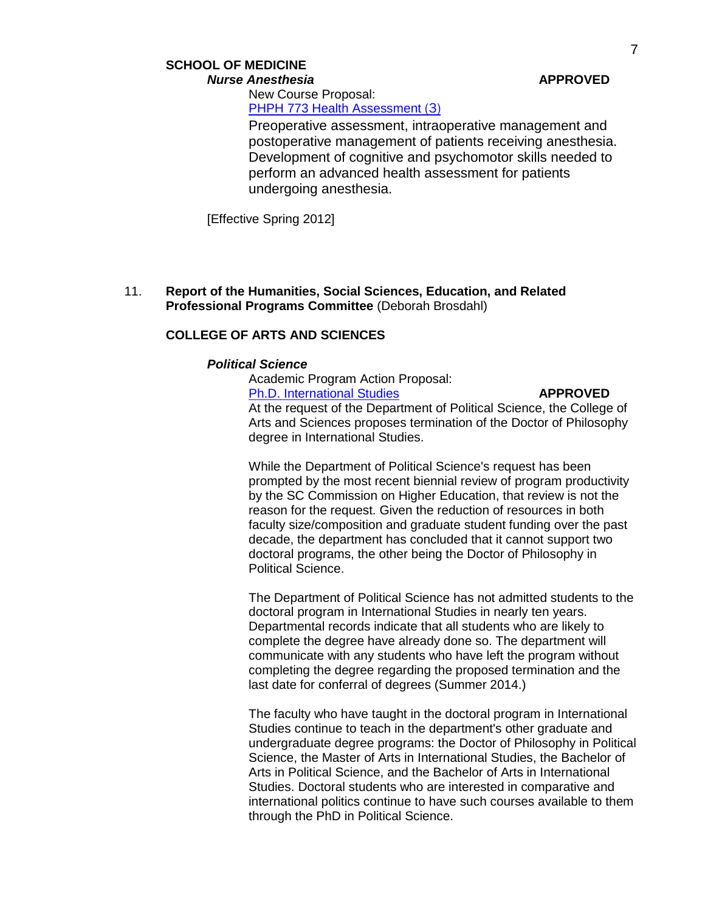**SCHOOL OF MEDICINE**

***Nurse Anesthesia*** **APPROVED**

New Course Proposal:
PHPH 773 Health Assessment (3)

Preoperative assessment, intraoperative management and postoperative management of patients receiving anesthesia. Development of cognitive and psychomotor skills needed to perform an advanced health assessment for patients undergoing anesthesia.

[Effective Spring 2012]

11. **Report of the Humanities, Social Sciences, Education, and Related Professional Programs Committee** (Deborah Brosdahl)

**COLLEGE OF ARTS AND SCIENCES**

***Political Science***

Academic Program Action Proposal:
Ph.D. International Studies **APPROVED**

At the request of the Department of Political Science, the College of Arts and Sciences proposes termination of the Doctor of Philosophy degree in International Studies.

While the Department of Political Science's request has been prompted by the most recent biennial review of program productivity by the SC Commission on Higher Education, that review is not the reason for the request. Given the reduction of resources in both faculty size/composition and graduate student funding over the past decade, the department has concluded that it cannot support two doctoral programs, the other being the Doctor of Philosophy in Political Science.

The Department of Political Science has not admitted students to the doctoral program in International Studies in nearly ten years. Departmental records indicate that all students who are likely to complete the degree have already done so. The department will communicate with any students who have left the program without completing the degree regarding the proposed termination and the last date for conferral of degrees (Summer 2014.)

The faculty who have taught in the doctoral program in International Studies continue to teach in the department's other graduate and undergraduate degree programs: the Doctor of Philosophy in Political Science, the Master of Arts in International Studies, the Bachelor of Arts in Political Science, and the Bachelor of Arts in International Studies. Doctoral students who are interested in comparative and international politics continue to have such courses available to them through the PhD in Political Science.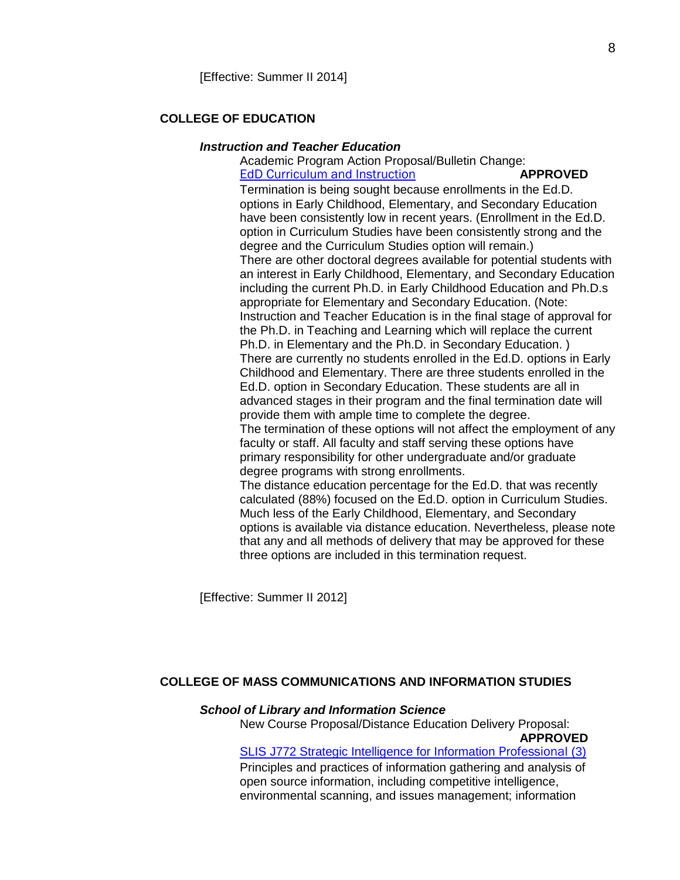[Effective: Summer II 2014]

## COLLEGE OF EDUCATION

### *Instruction and Teacher Education*

Academic Program Action Proposal/Bulletin Change:
EdD Curriculum and Instruction **APPROVED**

Termination is being sought because enrollments in the Ed.D. options in Early Childhood, Elementary, and Secondary Education have been consistently low in recent years. (Enrollment in the Ed.D. option in Curriculum Studies have been consistently strong and the degree and the Curriculum Studies option will remain.)

There are other doctoral degrees available for potential students with an interest in Early Childhood, Elementary, and Secondary Education including the current Ph.D. in Early Childhood Education and Ph.D.s appropriate for Elementary and Secondary Education. (Note: Instruction and Teacher Education is in the final stage of approval for the Ph.D. in Teaching and Learning which will replace the current Ph.D. in Elementary and the Ph.D. in Secondary Education. )

There are currently no students enrolled in the Ed.D. options in Early Childhood and Elementary. There are three students enrolled in the Ed.D. option in Secondary Education. These students are all in advanced stages in their program and the final termination date will provide them with ample time to complete the degree.

The termination of these options will not affect the employment of any faculty or staff. All faculty and staff serving these options have primary responsibility for other undergraduate and/or graduate degree programs with strong enrollments.

The distance education percentage for the Ed.D. that was recently calculated (88%) focused on the Ed.D. option in Curriculum Studies. Much less of the Early Childhood, Elementary, and Secondary options is available via distance education. Nevertheless, please note that any and all methods of delivery that may be approved for these three options are included in this termination request.

[Effective: Summer II 2012]

## COLLEGE OF MASS COMMUNICATIONS AND INFORMATION STUDIES

### *School of Library and Information Science*

New Course Proposal/Distance Education Delivery Proposal: **APPROVED**

SLIS J772 Strategic Intelligence for Information Professional (3)

Principles and practices of information gathering and analysis of open source information, including competitive intelligence, environmental scanning, and issues management; information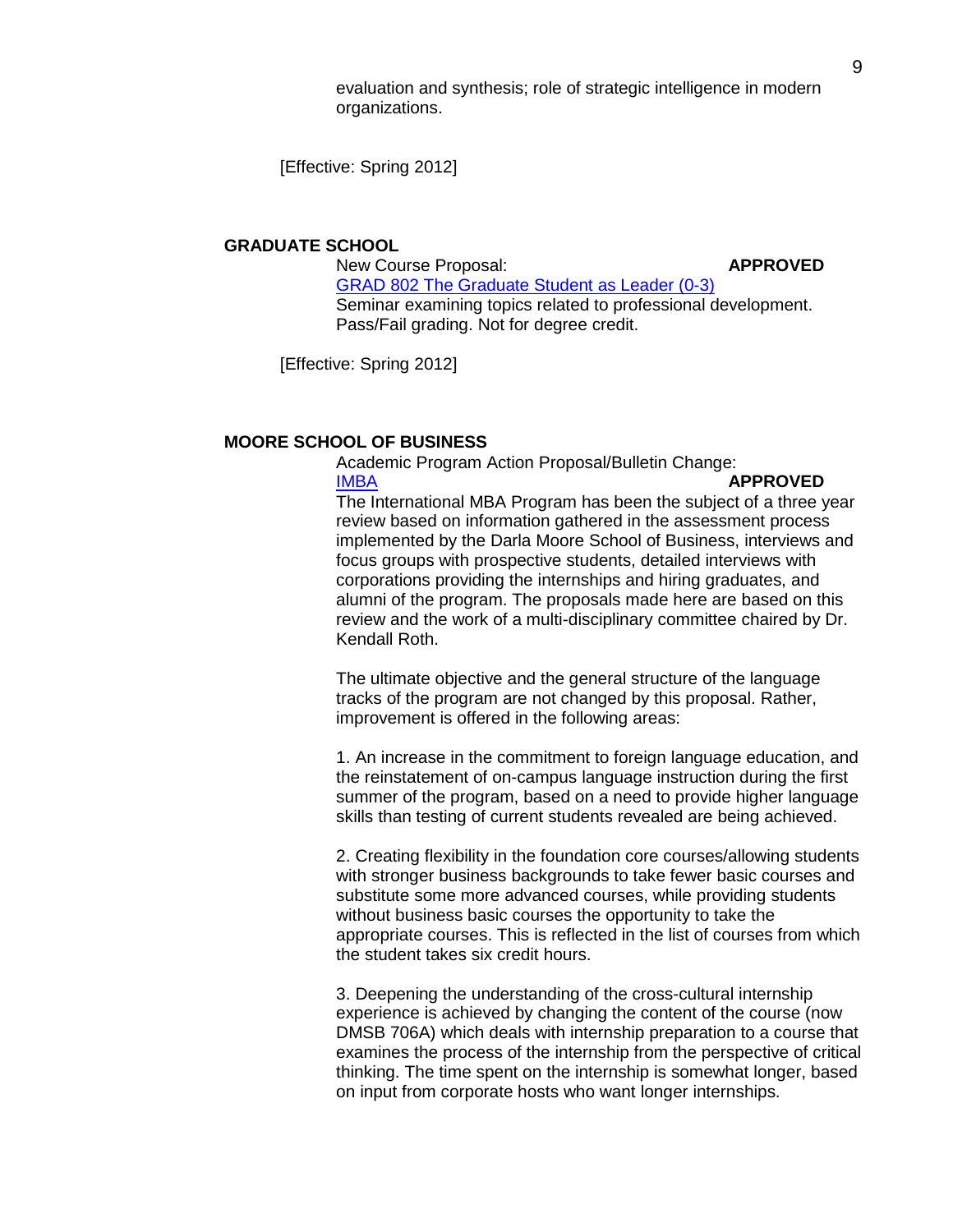evaluation and synthesis; role of strategic intelligence in modern organizations.

[Effective: Spring 2012]

**GRADUATE SCHOOL**

New Course Proposal: **APPROVED**

GRAD 802 The Graduate Student as Leader (0-3)

Seminar examining topics related to professional development. Pass/Fail grading. Not for degree credit.

[Effective: Spring 2012]

**MOORE SCHOOL OF BUSINESS**

Academic Program Action Proposal/Bulletin Change:

IMBA **APPROVED**

The International MBA Program has been the subject of a three year review based on information gathered in the assessment process implemented by the Darla Moore School of Business, interviews and focus groups with prospective students, detailed interviews with corporations providing the internships and hiring graduates, and alumni of the program. The proposals made here are based on this review and the work of a multi-disciplinary committee chaired by Dr. Kendall Roth.

The ultimate objective and the general structure of the language tracks of the program are not changed by this proposal. Rather, improvement is offered in the following areas:

1. An increase in the commitment to foreign language education, and the reinstatement of on-campus language instruction during the first summer of the program, based on a need to provide higher language skills than testing of current students revealed are being achieved.

2. Creating flexibility in the foundation core courses/allowing students with stronger business backgrounds to take fewer basic courses and substitute some more advanced courses, while providing students without business basic courses the opportunity to take the appropriate courses. This is reflected in the list of courses from which the student takes six credit hours.

3. Deepening the understanding of the cross-cultural internship experience is achieved by changing the content of the course (now DMSB 706A) which deals with internship preparation to a course that examines the process of the internship from the perspective of critical thinking. The time spent on the internship is somewhat longer, based on input from corporate hosts who want longer internships.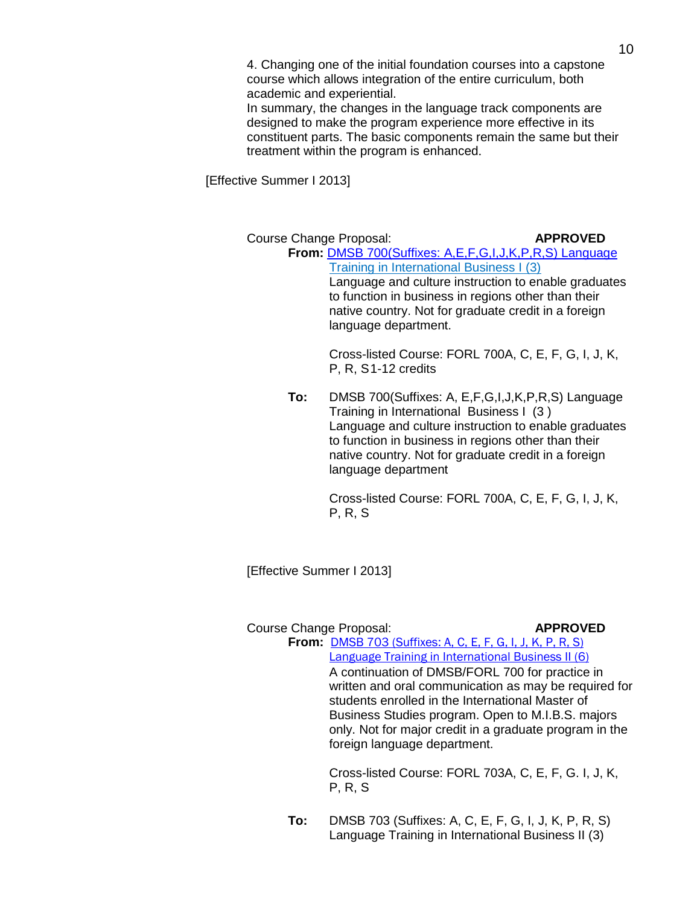4. Changing one of the initial foundation courses into a capstone course which allows integration of the entire curriculum, both academic and experiential.

In summary, the changes in the language track components are designed to make the program experience more effective in its constituent parts. The basic components remain the same but their treatment within the program is enhanced.

[Effective Summer I 2013]

Course Change Proposal: **APPROVED**

**From:** DMSB 700(Suffixes: A,E,F,G,I,J,K,P,R,S) Language Training in International Business I (3)

Language and culture instruction to enable graduates to function in business in regions other than their native country. Not for graduate credit in a foreign language department.

Cross-listed Course: FORL 700A, C, E, F, G, I, J, K, P, R, S1-12 credits

**To:** DMSB 700(Suffixes: A, E,F,G,I,J,K,P,R,S) Language Training in International Business I (3 )

Language and culture instruction to enable graduates to function in business in regions other than their native country. Not for graduate credit in a foreign language department

Cross-listed Course: FORL 700A, C, E, F, G, I, J, K, P, R, S

[Effective Summer I 2013]

Course Change Proposal: **APPROVED**

**From:** DMSB 703 (Suffixes: A, C, E, F, G, I, J, K, P, R, S) Language Training in International Business II (6)

A continuation of DMSB/FORL 700 for practice in written and oral communication as may be required for students enrolled in the International Master of Business Studies program. Open to M.I.B.S. majors only. Not for major credit in a graduate program in the foreign language department.

Cross-listed Course: FORL 703A, C, E, F, G. I, J, K, P, R, S

**To:** DMSB 703 (Suffixes: A, C, E, F, G, I, J, K, P, R, S) Language Training in International Business II (3)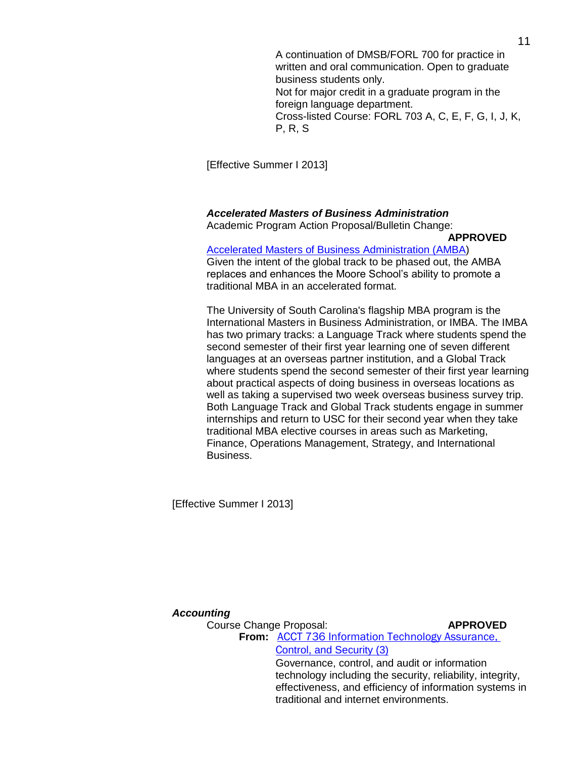A continuation of DMSB/FORL 700 for practice in written and oral communication. Open to graduate business students only.
Not for major credit in a graduate program in the foreign language department.
Cross-listed Course: FORL 703 A, C, E, F, G, I, J, K, P, R, S

[Effective Summer I 2013]

***Accelerated Masters of Business Administration***

Academic Program Action Proposal/Bulletin Change: **APPROVED**

Accelerated Masters of Business Administration (AMBA)
Given the intent of the global track to be phased out, the AMBA replaces and enhances the Moore School's ability to promote a traditional MBA in an accelerated format.

The University of South Carolina's flagship MBA program is the International Masters in Business Administration, or IMBA. The IMBA has two primary tracks: a Language Track where students spend the second semester of their first year learning one of seven different languages at an overseas partner institution, and a Global Track where students spend the second semester of their first year learning about practical aspects of doing business in overseas locations as well as taking a supervised two week overseas business survey trip. Both Language Track and Global Track students engage in summer internships and return to USC for their second year when they take traditional MBA elective courses in areas such as Marketing, Finance, Operations Management, Strategy, and International Business.

[Effective Summer I 2013]

***Accounting***

Course Change Proposal: **APPROVED**

**From:** ACCT 736 Information Technology Assurance, Control, and Security (3)
Governance, control, and audit or information technology including the security, reliability, integrity, effectiveness, and efficiency of information systems in traditional and internet environments.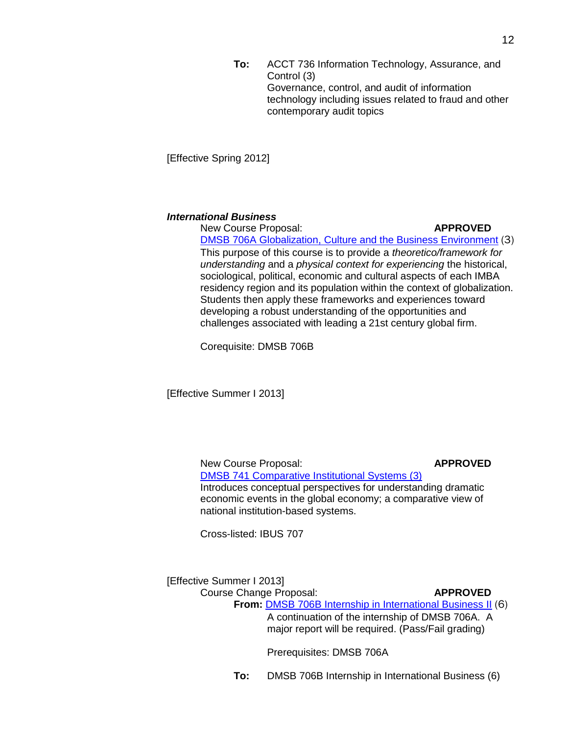**To:** ACCT 736 Information Technology, Assurance, and Control (3)
Governance, control, and audit of information technology including issues related to fraud and other contemporary audit topics

[Effective Spring 2012]

***International Business***

New Course Proposal: **APPROVED**

DMSB 706A Globalization, Culture and the Business Environment (3)

This purpose of this course is to provide a *theoretico/framework for understanding* and a *physical context for experiencing* the historical, sociological, political, economic and cultural aspects of each IMBA residency region and its population within the context of globalization. Students then apply these frameworks and experiences toward developing a robust understanding of the opportunities and challenges associated with leading a 21st century global firm.

Corequisite: DMSB 706B

[Effective Summer I 2013]

New Course Proposal: **APPROVED**

DMSB 741 Comparative Institutional Systems (3)

Introduces conceptual perspectives for understanding dramatic economic events in the global economy; a comparative view of national institution-based systems.

Cross-listed: IBUS 707

[Effective Summer I 2013]

Course Change Proposal: **APPROVED**

**From:** DMSB 706B Internship in International Business II (6)
A continuation of the internship of DMSB 706A. A major report will be required. (Pass/Fail grading)

Prerequisites: DMSB 706A

**To:** DMSB 706B Internship in International Business (6)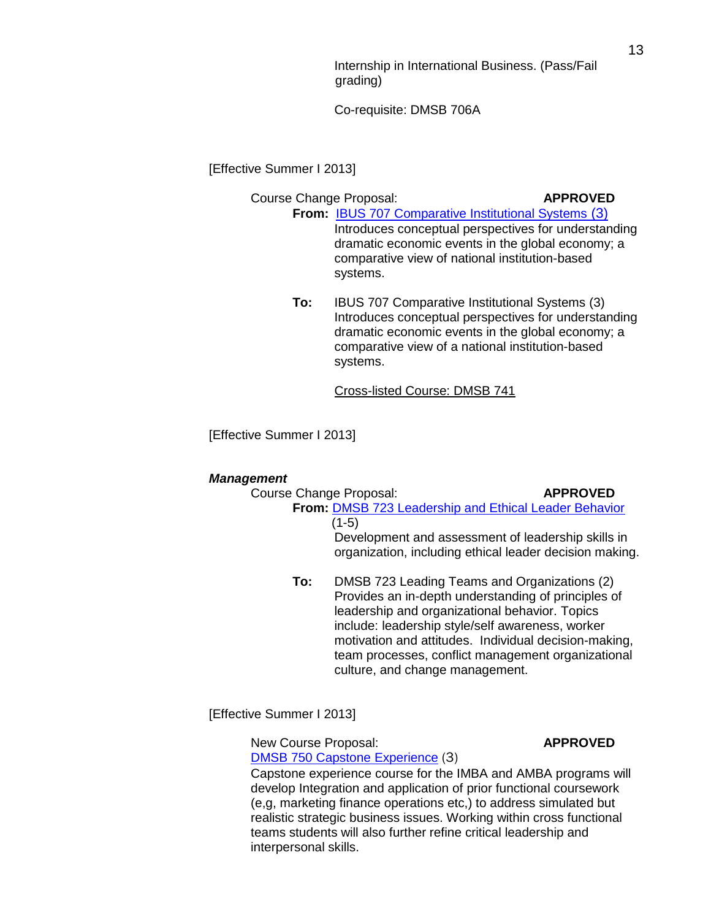Internship in International Business. (Pass/Fail grading)

Co-requisite: DMSB 706A

[Effective Summer I 2013]

Course Change Proposal: **APPROVED**

**From:** IBUS 707 Comparative Institutional Systems (3)
Introduces conceptual perspectives for understanding dramatic economic events in the global economy; a comparative view of national institution-based systems.

**To:** IBUS 707 Comparative Institutional Systems (3)
Introduces conceptual perspectives for understanding dramatic economic events in the global economy; a comparative view of a national institution-based systems.

Cross-listed Course: DMSB 741

[Effective Summer I 2013]

***Management***

Course Change Proposal: **APPROVED**

**From:** DMSB 723 Leadership and Ethical Leader Behavior (1-5)
Development and assessment of leadership skills in organization, including ethical leader decision making.

**To:** DMSB 723 Leading Teams and Organizations (2)
Provides an in-depth understanding of principles of leadership and organizational behavior. Topics include: leadership style/self awareness, worker motivation and attitudes. Individual decision-making, team processes, conflict management organizational culture, and change management.

[Effective Summer I 2013]

New Course Proposal: **APPROVED**

DMSB 750 Capstone Experience (3)
Capstone experience course for the IMBA and AMBA programs will develop Integration and application of prior functional coursework (e,g, marketing finance operations etc,) to address simulated but realistic strategic business issues. Working within cross functional teams students will also further refine critical leadership and interpersonal skills.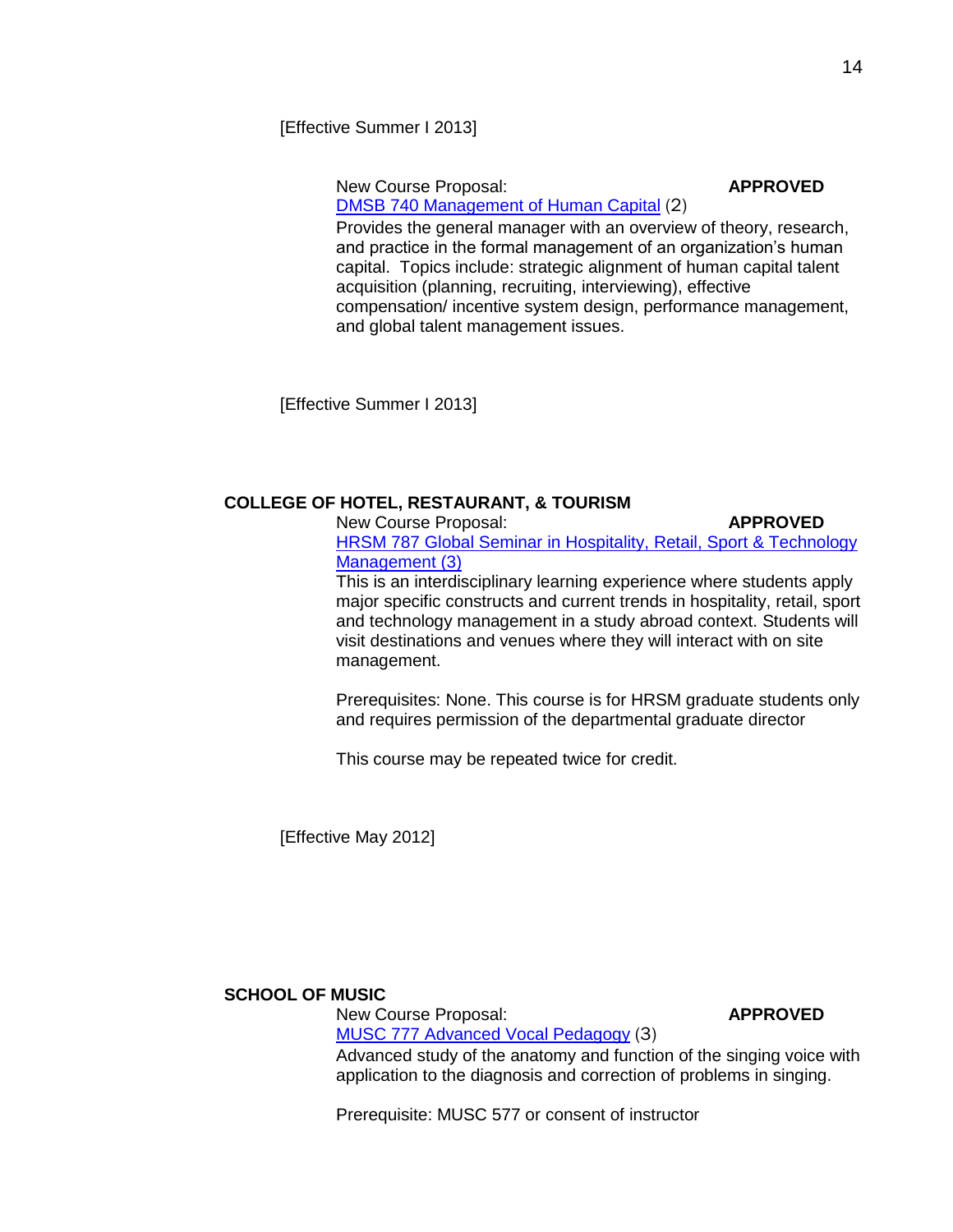[Effective Summer I 2013]

New Course Proposal: **APPROVED**

DMSB 740 Management of Human Capital (2)

Provides the general manager with an overview of theory, research, and practice in the formal management of an organization's human capital. Topics include: strategic alignment of human capital talent acquisition (planning, recruiting, interviewing), effective compensation/ incentive system design, performance management, and global talent management issues.

[Effective Summer I 2013]

**COLLEGE OF HOTEL, RESTAURANT, & TOURISM**

New Course Proposal: **APPROVED**

HRSM 787 Global Seminar in Hospitality, Retail, Sport & Technology Management (3)

This is an interdisciplinary learning experience where students apply major specific constructs and current trends in hospitality, retail, sport and technology management in a study abroad context. Students will visit destinations and venues where they will interact with on site management.

Prerequisites: None. This course is for HRSM graduate students only and requires permission of the departmental graduate director

This course may be repeated twice for credit.

[Effective May 2012]

**SCHOOL OF MUSIC**

New Course Proposal: **APPROVED**

MUSC 777 Advanced Vocal Pedagogy (3)

Advanced study of the anatomy and function of the singing voice with application to the diagnosis and correction of problems in singing.

Prerequisite: MUSC 577 or consent of instructor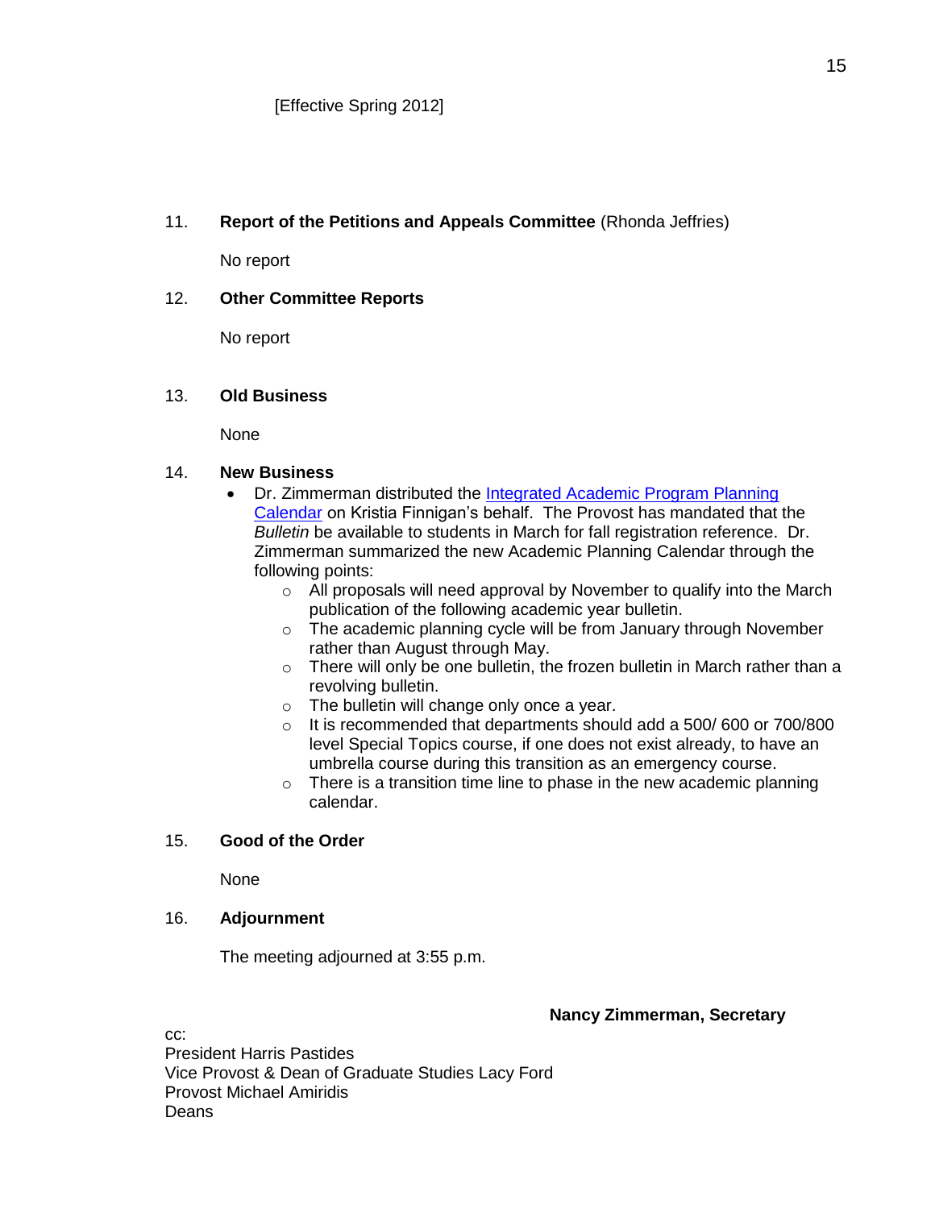[Effective Spring 2012]

11. **Report of the Petitions and Appeals Committee** (Rhonda Jeffries)

    No report

12. **Other Committee Reports**

    No report

13. **Old Business**

    None

14. **New Business**

    - Dr. Zimmerman distributed the [Integrated Academic Program Planning Calendar]() on Kristia Finnigan's behalf. The Provost has mandated that the *Bulletin* be available to students in March for fall registration reference. Dr. Zimmerman summarized the new Academic Planning Calendar through the following points:
        - All proposals will need approval by November to qualify into the March publication of the following academic year bulletin.
        - The academic planning cycle will be from January through November rather than August through May.
        - There will only be one bulletin, the frozen bulletin in March rather than a revolving bulletin.
        - The bulletin will change only once a year.
        - It is recommended that departments should add a 500/ 600 or 700/800 level Special Topics course, if one does not exist already, to have an umbrella course during this transition as an emergency course.
        - There is a transition time line to phase in the new academic planning calendar.

15. **Good of the Order**

    None

16. **Adjournment**

    The meeting adjourned at 3:55 p.m.

**Nancy Zimmerman, Secretary**

cc:
President Harris Pastides
Vice Provost & Dean of Graduate Studies Lacy Ford
Provost Michael Amiridis
Deans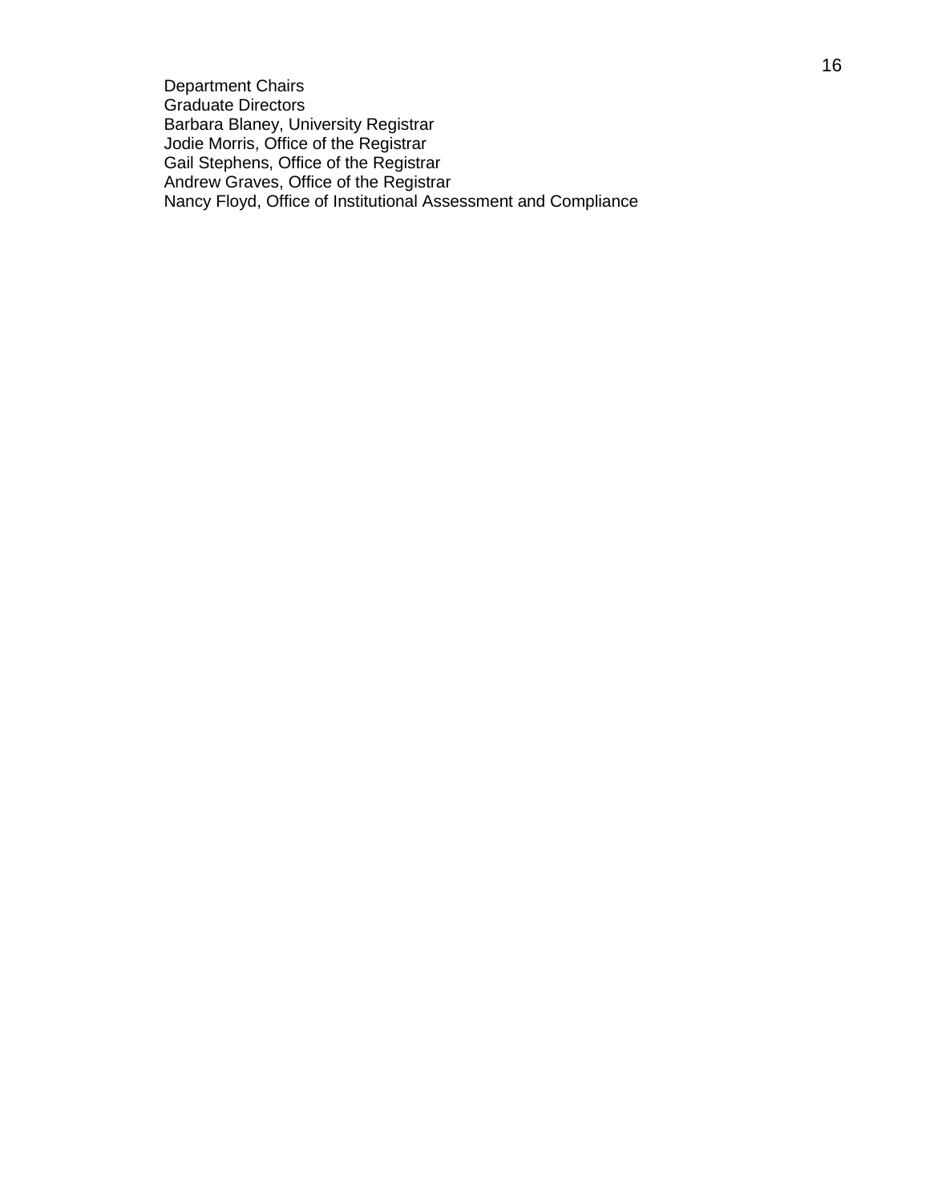Department Chairs
Graduate Directors
Barbara Blaney, University Registrar
Jodie Morris, Office of the Registrar
Gail Stephens, Office of the Registrar
Andrew Graves, Office of the Registrar
Nancy Floyd, Office of Institutional Assessment and Compliance